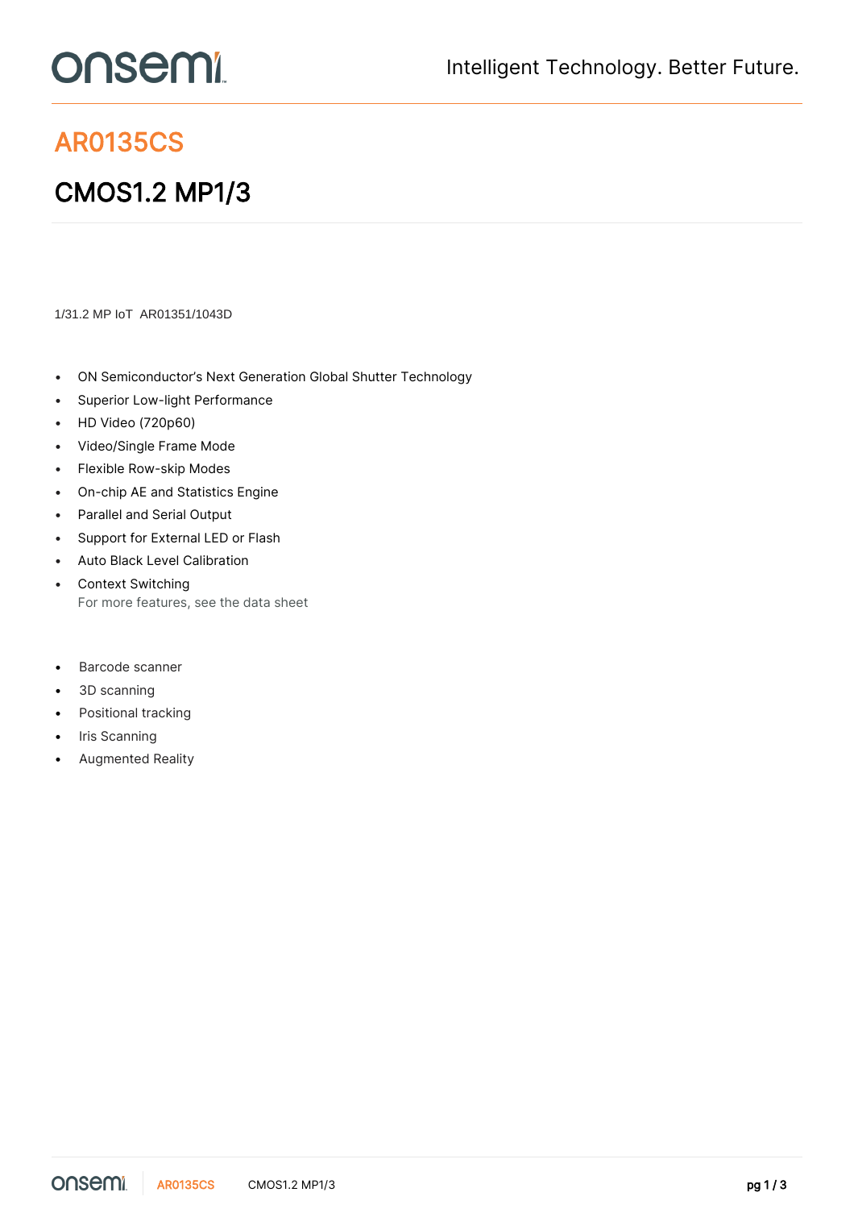# AR0135CS

## CMOS1.2 MP1/3

1/31.2 MP IoT  AR01351/1043D

- ON Semiconductor's Next Generation Global Shutter Technology
- Superior Low-light Performance
- HD Video (720p60)
- Video/Single Frame Mode
- Flexible Row-skip Modes
- On-chip AE and Statistics Engine
- Parallel and Serial Output
- Support for External LED or Flash
- Auto Black Level Calibration
- Context Switching
  For more features, see the data sheet

- Barcode scanner
- 3D scanning
- Positional tracking
- Iris Scanning
- Augmented Reality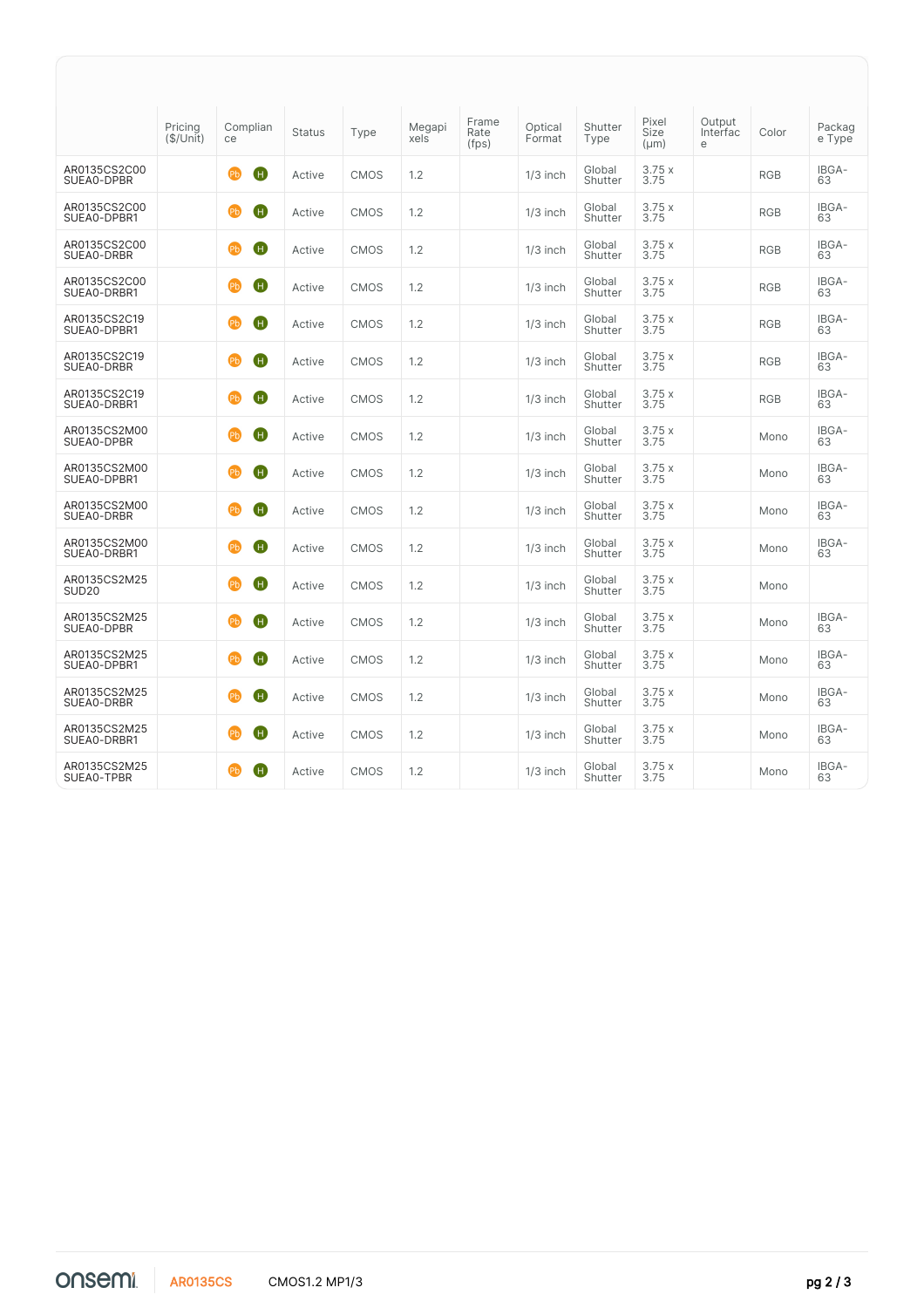| | Pricing ($/Unit) | Compliance | Status | Type | Megapixels | Frame Rate (fps) | Optical Format | Shutter Type | Pixel Size (µm) | Output Interface | Color | Package Type |
|---|---|---|---|---|---|---|---|---|---|---|---|---|
| AR0135CS2C00SUEA0-DPBR | | Pb H | Active | CMOS | 1.2 | | 1/3 inch | Global Shutter | 3.75 x 3.75 | | RGB | IBGA-63 |
| AR0135CS2C00SUEA0-DPBR1 | | Pb H | Active | CMOS | 1.2 | | 1/3 inch | Global Shutter | 3.75 x 3.75 | | RGB | IBGA-63 |
| AR0135CS2C00SUEA0-DRBR | | Pb H | Active | CMOS | 1.2 | | 1/3 inch | Global Shutter | 3.75 x 3.75 | | RGB | IBGA-63 |
| AR0135CS2C00SUEA0-DRBR1 | | Pb H | Active | CMOS | 1.2 | | 1/3 inch | Global Shutter | 3.75 x 3.75 | | RGB | IBGA-63 |
| AR0135CS2C19SUEA0-DPBR1 | | Pb H | Active | CMOS | 1.2 | | 1/3 inch | Global Shutter | 3.75 x 3.75 | | RGB | IBGA-63 |
| AR0135CS2C19SUEA0-DRBR | | Pb H | Active | CMOS | 1.2 | | 1/3 inch | Global Shutter | 3.75 x 3.75 | | RGB | IBGA-63 |
| AR0135CS2C19SUEA0-DRBR1 | | Pb H | Active | CMOS | 1.2 | | 1/3 inch | Global Shutter | 3.75 x 3.75 | | RGB | IBGA-63 |
| AR0135CS2M00SUEA0-DRBR | | Pb H | Active | CMOS | 1.2 | | 1/3 inch | Global Shutter | 3.75 x 3.75 | | Mono | IBGA-63 |
| AR0135CS2M00SUEA0-DPBR1 | | Pb H | Active | CMOS | 1.2 | | 1/3 inch | Global Shutter | 3.75 x 3.75 | | Mono | IBGA-63 |
| AR0135CS2M00SUEA0-DRBR | | Pb H | Active | CMOS | 1.2 | | 1/3 inch | Global Shutter | 3.75 x 3.75 | | Mono | IBGA-63 |
| AR0135CS2M00SUEA0-DRBR1 | | Pb H | Active | CMOS | 1.2 | | 1/3 inch | Global Shutter | 3.75 x 3.75 | | Mono | IBGA-63 |
| AR0135CS2M25SUD20 | | Pb H | Active | CMOS | 1.2 | | 1/3 inch | Global Shutter | 3.75 x 3.75 | | Mono | |
| AR0135CS2M25SUEA0-DPBR | | Pb H | Active | CMOS | 1.2 | | 1/3 inch | Global Shutter | 3.75 x 3.75 | | Mono | IBGA-63 |
| AR0135CS2M25SUEA0-DPBR1 | | Pb H | Active | CMOS | 1.2 | | 1/3 inch | Global Shutter | 3.75 x 3.75 | | Mono | IBGA-63 |
| AR0135CS2M25SUEA0-DRBR | | Pb H | Active | CMOS | 1.2 | | 1/3 inch | Global Shutter | 3.75 x 3.75 | | Mono | IBGA-63 |
| AR0135CS2M25SUEA0-DRBR1 | | Pb H | Active | CMOS | 1.2 | | 1/3 inch | Global Shutter | 3.75 x 3.75 | | Mono | IBGA-63 |
| AR0135CS2M25SUEA0-TPBR | | Pb H | Active | CMOS | 1.2 | | 1/3 inch | Global Shutter | 3.75 x 3.75 | | Mono | IBGA-63 |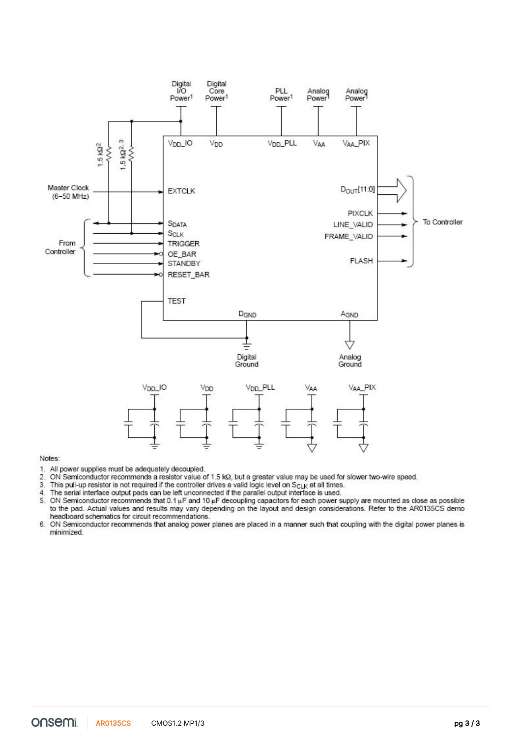Digital I/O Power[1]
Digital Core Power[1]
PLL Power[1]
Analog Power[1]
Analog Power[1]

$V_{DD}$_IO
$V_{DD}$
$V_{DD}$_PLL
$V_{AA}$
$V_{AA}$_PIX

1.5 kΩ[2]
1.5 kΩ[2, 3]

Master Clock (6–50 MHz)
EXTCLK

From Controller
$S_{DATA}$
$S_{CLK}$
TRIGGER
OE_BAR
STANDBY
RESET_BAR

TEST

$D_{OUT}$[11:0]
PIXCLK
LINE_VALID
FRAME_VALID
FLASH
To Controller

$D_{GND}$
$A_{GND}$
Digital Ground
Analog Ground

$V_{DD}$_IO
$V_{DD}$
$V_{DD}$_PLL
$V_{AA}$
$V_{AA}$_PIX

Notes:

1. All power supplies must be adequately decoupled.
2. ON Semiconductor recommends a resistor value of 1.5 kΩ, but a greater value may be used for slower two-wire speed.
3. This pull-up resistor is not required if the controller drives a valid logic level on $S_{CLK}$ at all times.
4. The serial interface output pads can be left unconnected if the parallel output interface is used.
5. ON Semiconductor recommends that 0.1 μF and 10 μF decoupling capacitors for each power supply are mounted as close as possible to the pad. Actual values and results may vary depending on the layout and design considerations. Refer to the AR0135CS demo headboard schematics for circuit recommendations.
6. ON Semiconductor recommends that analog power planes are placed in a manner such that coupling with the digital power planes is minimized.